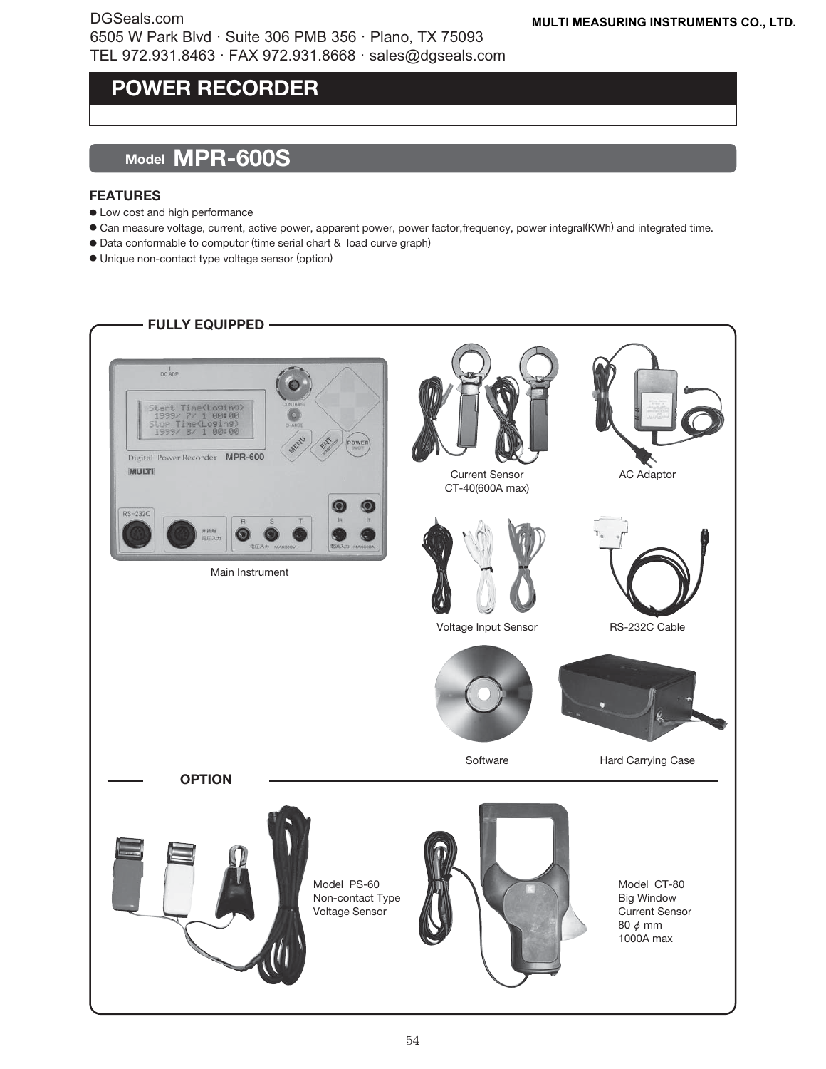DGSeals.com
6505 W Park Blvd · Suite 306 PMB 356 · Plano, TX 75093
TEL 972.931.8463 · FAX 972.931.8668 · sales@dgseals.com

**MULTI MEASURING INSTRUMENTS CO., LTD.**

# POWER RECORDER

## Model MPR-600S

### FEATURES

- Low cost and high performance
- Can measure voltage, current, active power, apparent power, power factor,frequency, power integral(KWh) and integrated time.
- Data conformable to computor (time serial chart & load curve graph)
- Unique non-contact type voltage sensor (option)

### FULLY EQUIPPED

Main Instrument

Current Sensor CT-40(600A max)

AC Adaptor

Voltage Input Sensor

RS-232C Cable

Software

Hard Carrying Case

### OPTION

Model PS-60
Non-contact Type
Voltage Sensor

Model CT-80
Big Window
Current Sensor
80 $\phi$ mm
1000A max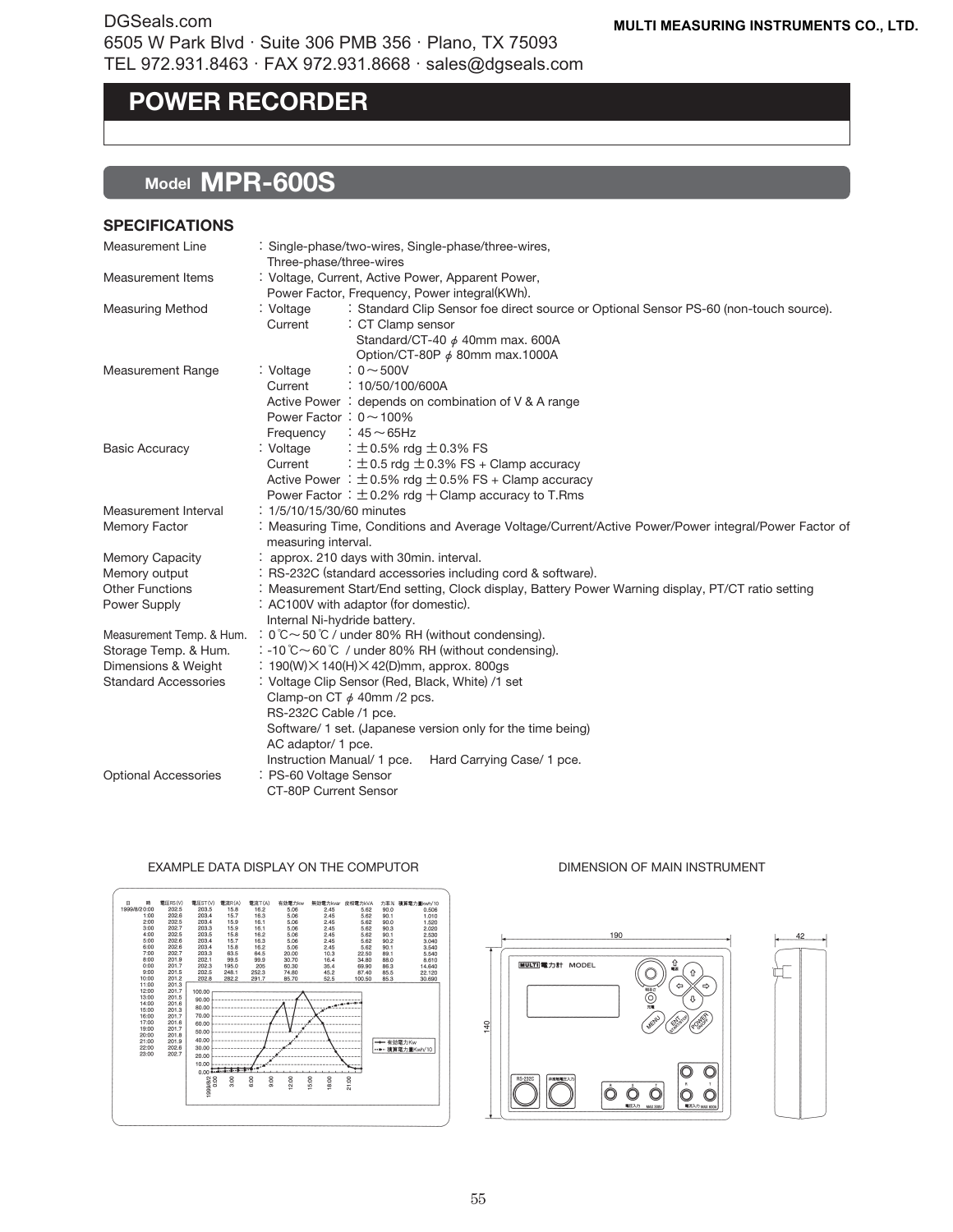DGSeals.com
6505 W Park Blvd · Suite 306 PMB 356 · Plano, TX 75093
TEL 972.931.8463 · FAX 972.931.8668 · sales@dgseals.com

**MULTI MEASURING INSTRUMENTS CO., LTD.**

# POWER RECORDER

## Model MPR-600S

### SPECIFICATIONS

| | |
|---|---|
| Measurement Line | : Single-phase/two-wires, Single-phase/three-wires, Three-phase/three-wires |
| Measurement Items | : Voltage, Current, Active Power, Apparent Power, Power Factor, Frequency, Power integral(KWh). |
| Measuring Method | : Voltage : Standard Clip Sensor foe direct source or Optional Sensor PS-60 (non-touch source).<br>Current : CT Clamp sensor<br>Standard/CT-40 ϕ 40mm max. 600A<br>Option/CT-80P ϕ 80mm max.1000A |
| Measurement Range | : Voltage : 0～500V<br>Current : 10/50/100/600A<br>Active Power : depends on combination of V & A range<br>Power Factor : 0～100%<br>Frequency : 45～65Hz |
| Basic Accuracy | : Voltage : ±0.5% rdg ±0.3% FS<br>Current : ±0.5 rdg ±0.3% FS + Clamp accuracy<br>Active Power : ±0.5% rdg ±0.5% FS + Clamp accuracy<br>Power Factor : ±0.2% rdg ＋Clamp accuracy to T.Rms |
| Measurement Interval | : 1/5/10/15/30/60 minutes |
| Memory Factor | : Measuring Time, Conditions and Average Voltage/Current/Active Power/Power integral/Power Factor of measuring interval. |
| Memory Capacity | : approx. 210 days with 30min. interval. |
| Memory output | : RS-232C (standard accessories including cord & software). |
| Other Functions | : Measurement Start/End setting, Clock display, Battery Power Warning display, PT/CT ratio setting |
| Power Supply | : AC100V with adaptor (for domestic).<br>Internal Ni-hydride battery. |
| Measurement Temp. & Hum. | : 0℃～50℃ / under 80% RH (without condensing). |
| Storage Temp. & Hum. | : -10℃～60℃ / under 80% RH (without condensing). |
| Dimensions & Weight | : 190(W)×140(H)×42(D)mm, approx. 800gs |
| Standard Accessories | : Voltage Clip Sensor (Red, Black, White) /1 set<br>Clamp-on CT ϕ 40mm /2 pcs.<br>RS-232C Cable /1 pce.<br>Software/ 1 set. (Japanese version only for the time being)<br>AC adaptor/ 1 pce.<br>Instruction Manual/ 1 pce. Hard Carrying Case/ 1 pce. |
| Optional Accessories | : PS-60 Voltage Sensor<br>CT-80P Current Sensor |

EXAMPLE DATA DISPLAY ON THE COMPUTOR

DIMENSION OF MAIN INSTRUMENT

190

140

42